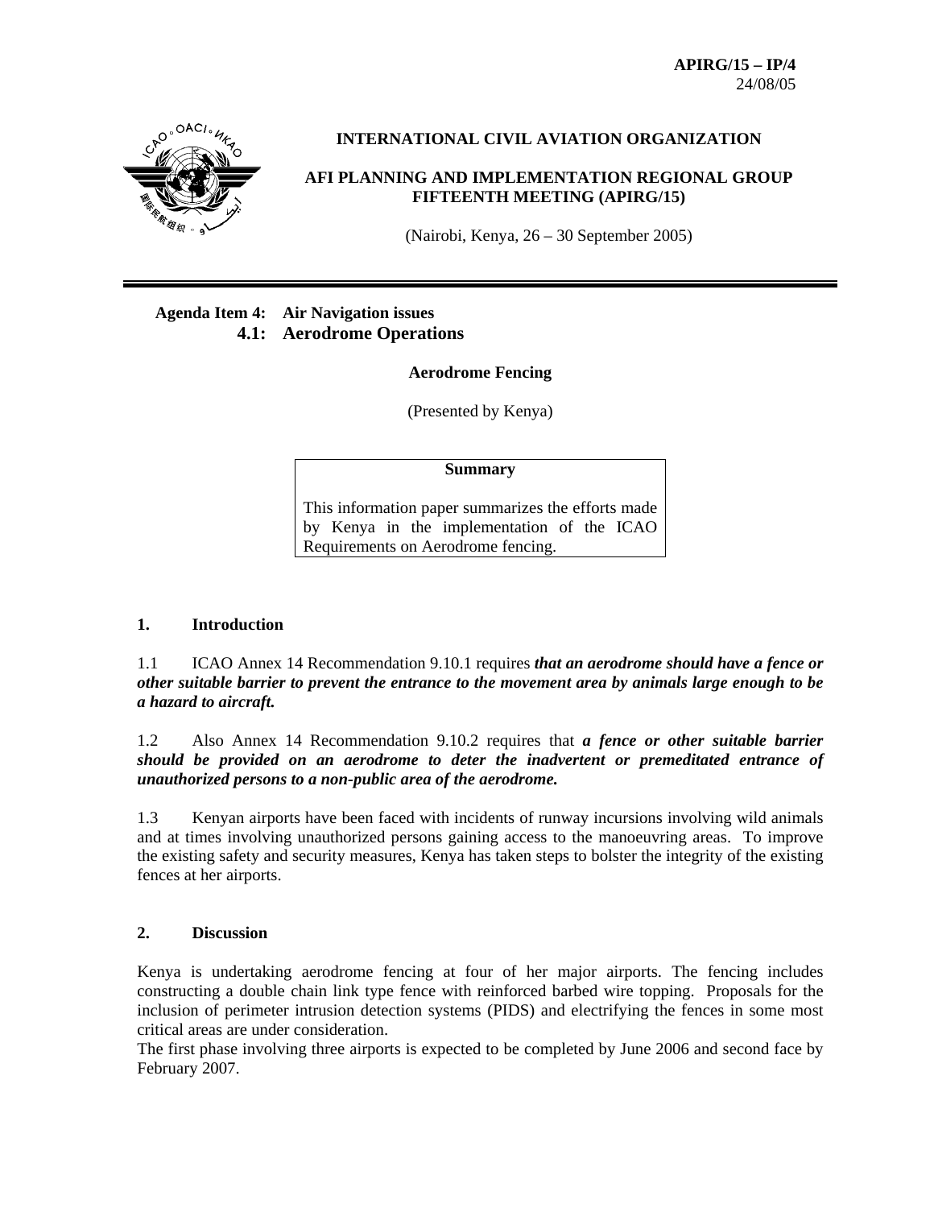**APIRG/15 – IP/4**
24/08/05

**INTERNATIONAL CIVIL AVIATION ORGANIZATION**

**AFI PLANNING AND IMPLEMENTATION REGIONAL GROUP FIFTEENTH MEETING (APIRG/15)**

(Nairobi, Kenya, 26 – 30 September 2005)

---

**Agenda Item 4: Air Navigation issues**
**4.1: Aerodrome Operations**

**Aerodrome Fencing**

(Presented by Kenya)

| **Summary** |
|---|
| This information paper summarizes the efforts made by Kenya in the implementation of the ICAO Requirements on Aerodrome fencing. |

## 1. Introduction

1.1 ICAO Annex 14 Recommendation 9.10.1 requires ***that an aerodrome should have a fence or other suitable barrier to prevent the entrance to the movement area by animals large enough to be a hazard to aircraft.***

1.2 Also Annex 14 Recommendation 9.10.2 requires that ***a fence or other suitable barrier should be provided on an aerodrome to deter the inadvertent or premeditated entrance of unauthorized persons to a non-public area of the aerodrome.***

1.3 Kenyan airports have been faced with incidents of runway incursions involving wild animals and at times involving unauthorized persons gaining access to the manoeuvring areas. To improve the existing safety and security measures, Kenya has taken steps to bolster the integrity of the existing fences at her airports.

## 2. Discussion

Kenya is undertaking aerodrome fencing at four of her major airports. The fencing includes constructing a double chain link type fence with reinforced barbed wire topping. Proposals for the inclusion of perimeter intrusion detection systems (PIDS) and electrifying the fences in some most critical areas are under consideration.

The first phase involving three airports is expected to be completed by June 2006 and second face by February 2007.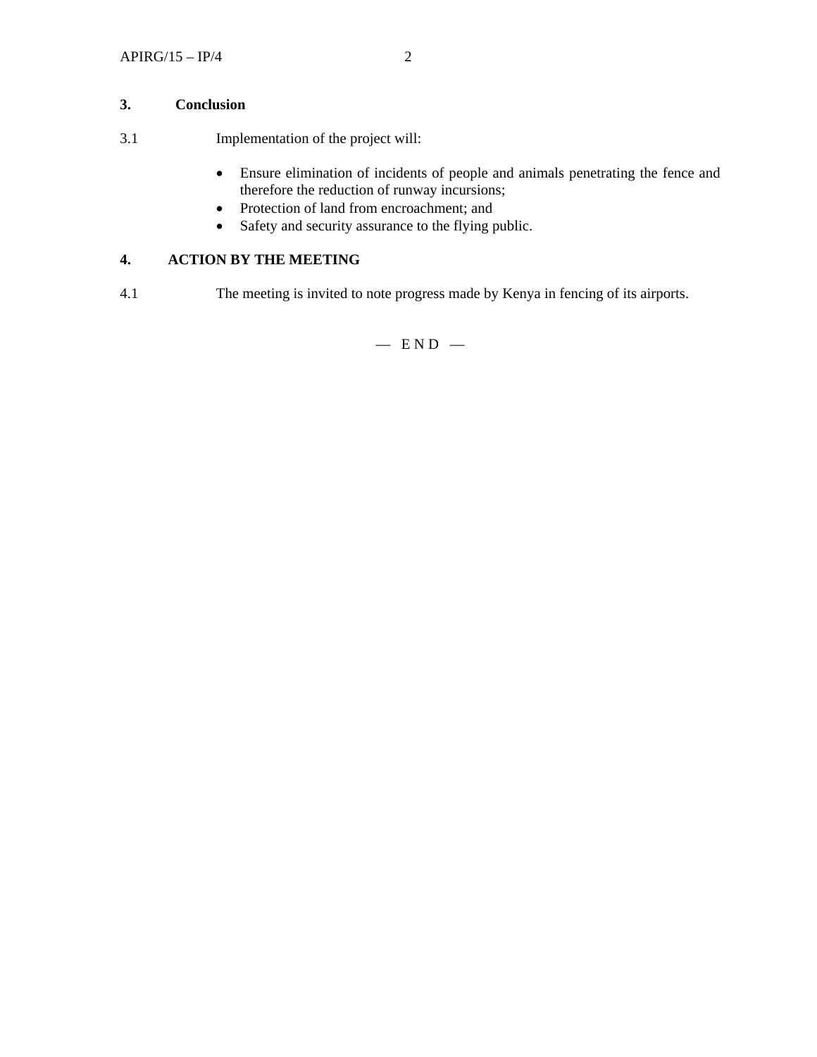## 3. Conclusion

3.1 Implementation of the project will:

- Ensure elimination of incidents of people and animals penetrating the fence and therefore the reduction of runway incursions;
- Protection of land from encroachment; and
- Safety and security assurance to the flying public.

## 4. ACTION BY THE MEETING

4.1 The meeting is invited to note progress made by Kenya in fencing of its airports.

— E N D —